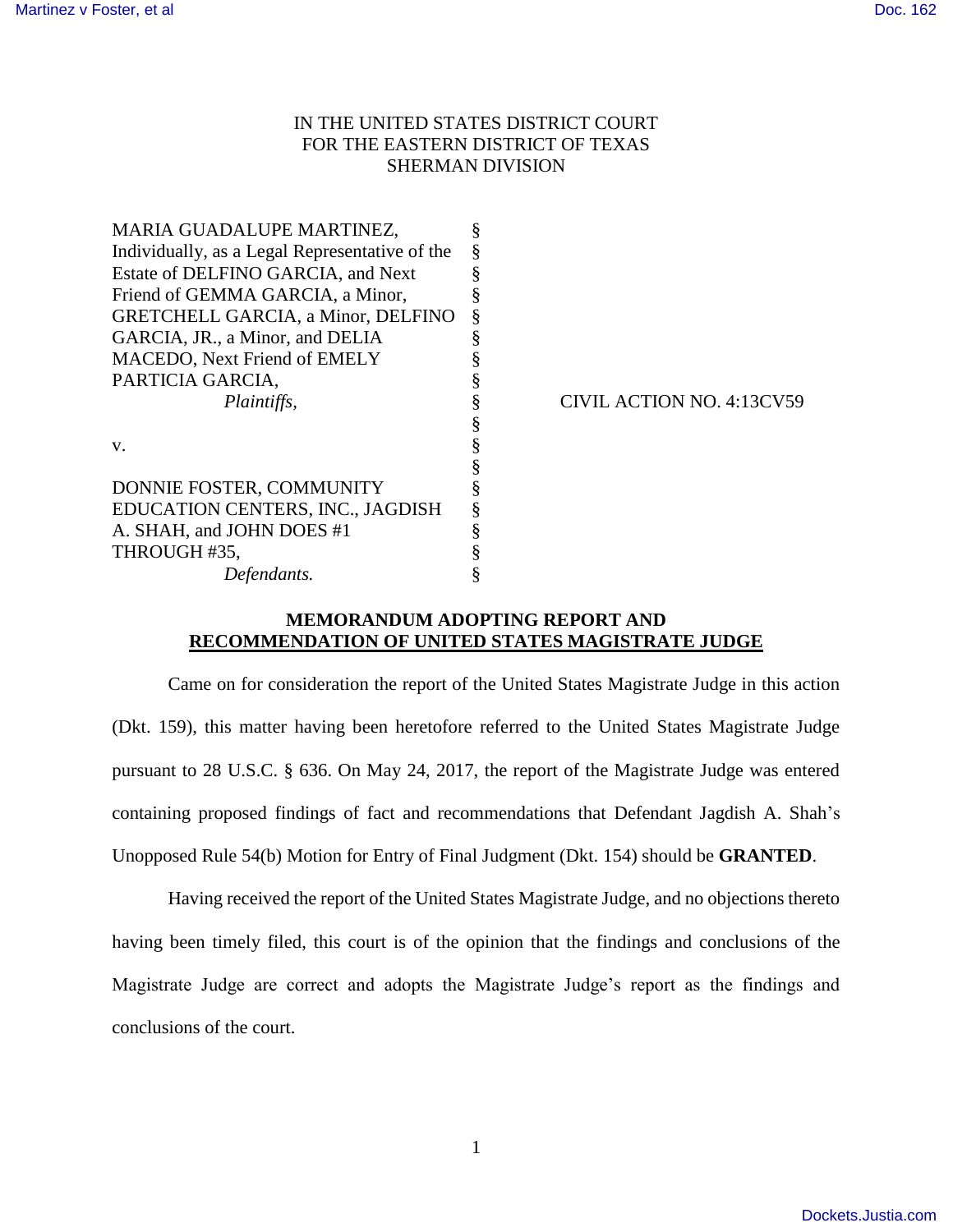IN THE UNITED STATES DISTRICT COURT
FOR THE EASTERN DISTRICT OF TEXAS
SHERMAN DIVISION

| | | |
|---|---|---|
| MARIA GUADALUPE MARTINEZ, Individually, as a Legal Representative of the Estate of DELFINO GARCIA, and Next Friend of GEMMA GARCIA, a Minor, GRETCHELL GARCIA, a Minor, DELFINO GARCIA, JR., a Minor, and DELIA MACEDO, Next Friend of EMELY PARTICIA GARCIA, *Plaintiffs,* | § | CIVIL ACTION NO. 4:13CV59 |
| v. | § | |
| DONNIE FOSTER, COMMUNITY EDUCATION CENTERS, INC., JAGDISH A. SHAH, and JOHN DOES #1 THROUGH #35, *Defendants.* | § | |

**MEMORANDUM ADOPTING REPORT AND**
**<u>RECOMMENDATION OF UNITED STATES MAGISTRATE JUDGE</u>**

Came on for consideration the report of the United States Magistrate Judge in this action (Dkt. 159), this matter having been heretofore referred to the United States Magistrate Judge pursuant to 28 U.S.C. § 636. On May 24, 2017, the report of the Magistrate Judge was entered containing proposed findings of fact and recommendations that Defendant Jagdish A. Shah's Unopposed Rule 54(b) Motion for Entry of Final Judgment (Dkt. 154) should be **GRANTED**.

Having received the report of the United States Magistrate Judge, and no objections thereto having been timely filed, this court is of the opinion that the findings and conclusions of the Magistrate Judge are correct and adopts the Magistrate Judge's report as the findings and conclusions of the court.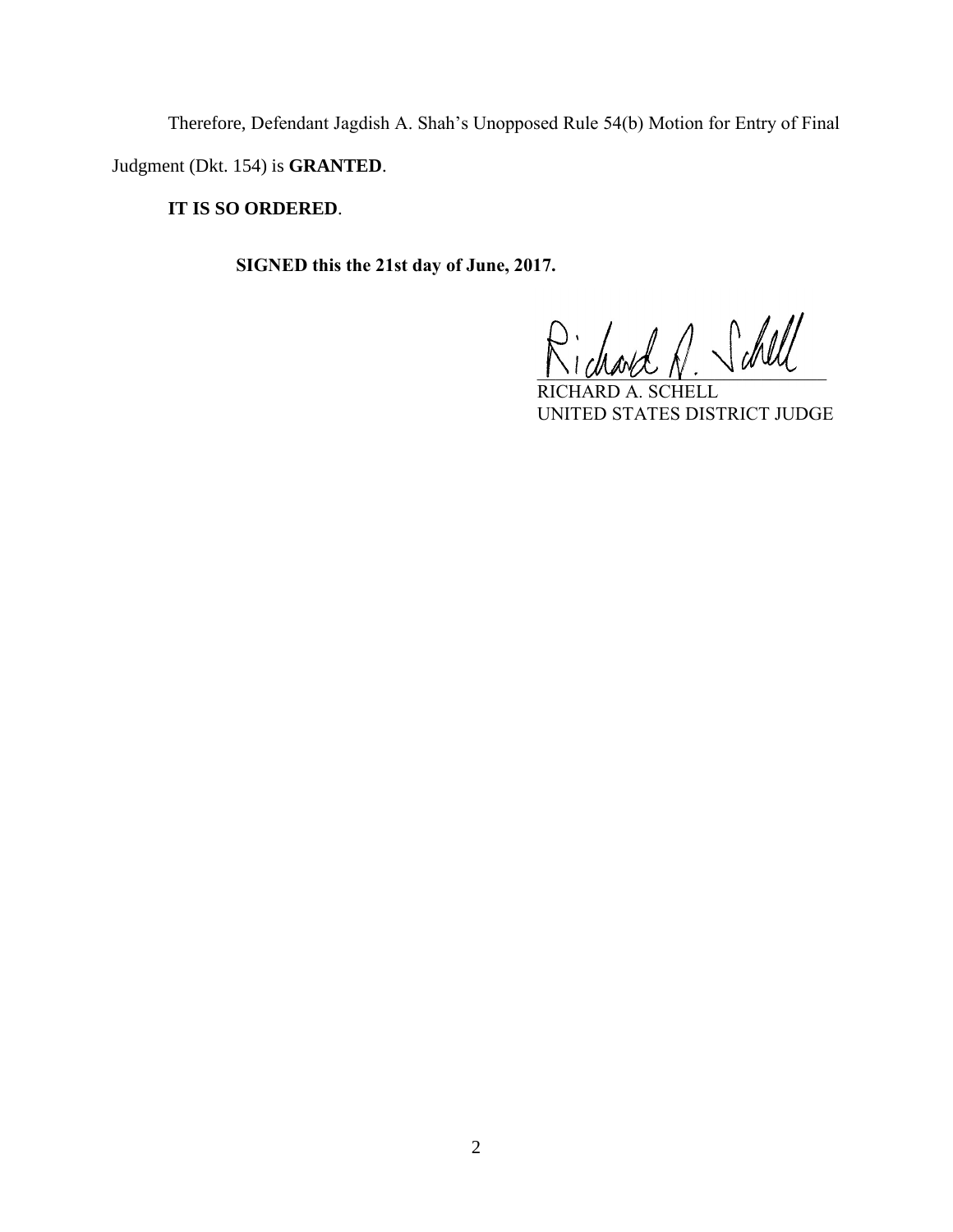Therefore, Defendant Jagdish A. Shah's Unopposed Rule 54(b) Motion for Entry of Final Judgment (Dkt. 154) is **GRANTED**.

**IT IS SO ORDERED**.

**SIGNED this the 21st day of June, 2017.**

RICHARD A. SCHELL
UNITED STATES DISTRICT JUDGE